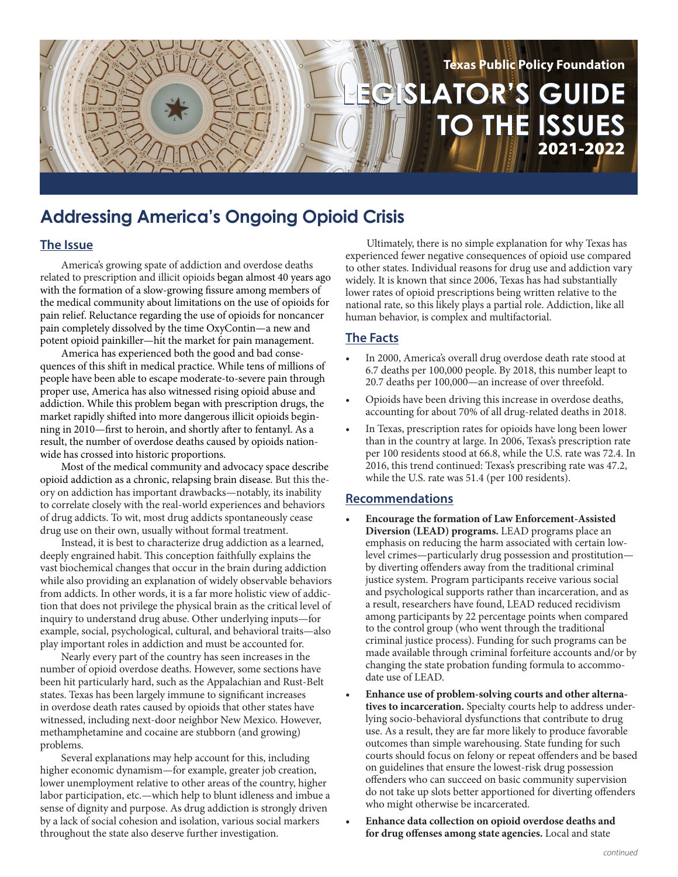Texas Public Policy Foundation

# LEGISLATOR'S GUIDE TO THE ISSUES 2021-2022

## Addressing America's Ongoing Opioid Crisis

### The Issue

America's growing spate of addiction and overdose deaths related to prescription and illicit opioids began almost 40 years ago with the formation of a slow-growing fissure among members of the medical community about limitations on the use of opioids for pain relief. Reluctance regarding the use of opioids for noncancer pain completely dissolved by the time OxyContin—a new and potent opioid painkiller—hit the market for pain management.

America has experienced both the good and bad consequences of this shift in medical practice. While tens of millions of people have been able to escape moderate-to-severe pain through proper use, America has also witnessed rising opioid abuse and addiction. While this problem began with prescription drugs, the market rapidly shifted into more dangerous illicit opioids beginning in 2010—first to heroin, and shortly after to fentanyl. As a result, the number of overdose deaths caused by opioids nationwide has crossed into historic proportions.

Most of the medical community and advocacy space describe opioid addiction as a chronic, relapsing brain disease. But this theory on addiction has important drawbacks—notably, its inability to correlate closely with the real-world experiences and behaviors of drug addicts. To wit, most drug addicts spontaneously cease drug use on their own, usually without formal treatment.

Instead, it is best to characterize drug addiction as a learned, deeply engrained habit. This conception faithfully explains the vast biochemical changes that occur in the brain during addiction while also providing an explanation of widely observable behaviors from addicts. In other words, it is a far more holistic view of addiction that does not privilege the physical brain as the critical level of inquiry to understand drug abuse. Other underlying inputs—for example, social, psychological, cultural, and behavioral traits—also play important roles in addiction and must be accounted for.

Nearly every part of the country has seen increases in the number of opioid overdose deaths. However, some sections have been hit particularly hard, such as the Appalachian and Rust-Belt states. Texas has been largely immune to significant increases in overdose death rates caused by opioids that other states have witnessed, including next-door neighbor New Mexico. However, methamphetamine and cocaine are stubborn (and growing) problems.

Several explanations may help account for this, including higher economic dynamism—for example, greater job creation, lower unemployment relative to other areas of the country, higher labor participation, etc.—which help to blunt idleness and imbue a sense of dignity and purpose. As drug addiction is strongly driven by a lack of social cohesion and isolation, various social markers throughout the state also deserve further investigation.

Ultimately, there is no simple explanation for why Texas has experienced fewer negative consequences of opioid use compared to other states. Individual reasons for drug use and addiction vary widely. It is known that since 2006, Texas has had substantially lower rates of opioid prescriptions being written relative to the national rate, so this likely plays a partial role. Addiction, like all human behavior, is complex and multifactorial.

### The Facts

- In 2000, America's overall drug overdose death rate stood at 6.7 deaths per 100,000 people. By 2018, this number leapt to 20.7 deaths per 100,000—an increase of over threefold.
- Opioids have been driving this increase in overdose deaths, accounting for about 70% of all drug-related deaths in 2018.
- In Texas, prescription rates for opioids have long been lower than in the country at large. In 2006, Texas's prescription rate per 100 residents stood at 66.8, while the U.S. rate was 72.4. In 2016, this trend continued: Texas's prescribing rate was 47.2, while the U.S. rate was 51.4 (per 100 residents).

### Recommendations

- **Encourage the formation of Law Enforcement-Assisted Diversion (LEAD) programs.** LEAD programs place an emphasis on reducing the harm associated with certain low-level crimes—particularly drug possession and prostitution—by diverting offenders away from the traditional criminal justice system. Program participants receive various social and psychological supports rather than incarceration, and as a result, researchers have found, LEAD reduced recidivism among participants by 22 percentage points when compared to the control group (who went through the traditional criminal justice process). Funding for such programs can be made available through criminal forfeiture accounts and/or by changing the state probation funding formula to accommodate use of LEAD.
- **Enhance use of problem-solving courts and other alternatives to incarceration.** Specialty courts help to address underlying socio-behavioral dysfunctions that contribute to drug use. As a result, they are far more likely to produce favorable outcomes than simple warehousing. State funding for such courts should focus on felony or repeat offenders and be based on guidelines that ensure the lowest-risk drug possession offenders who can succeed on basic community supervision do not take up slots better apportioned for diverting offenders who might otherwise be incarcerated.
- **Enhance data collection on opioid overdose deaths and for drug offenses among state agencies.** Local and state

*continued*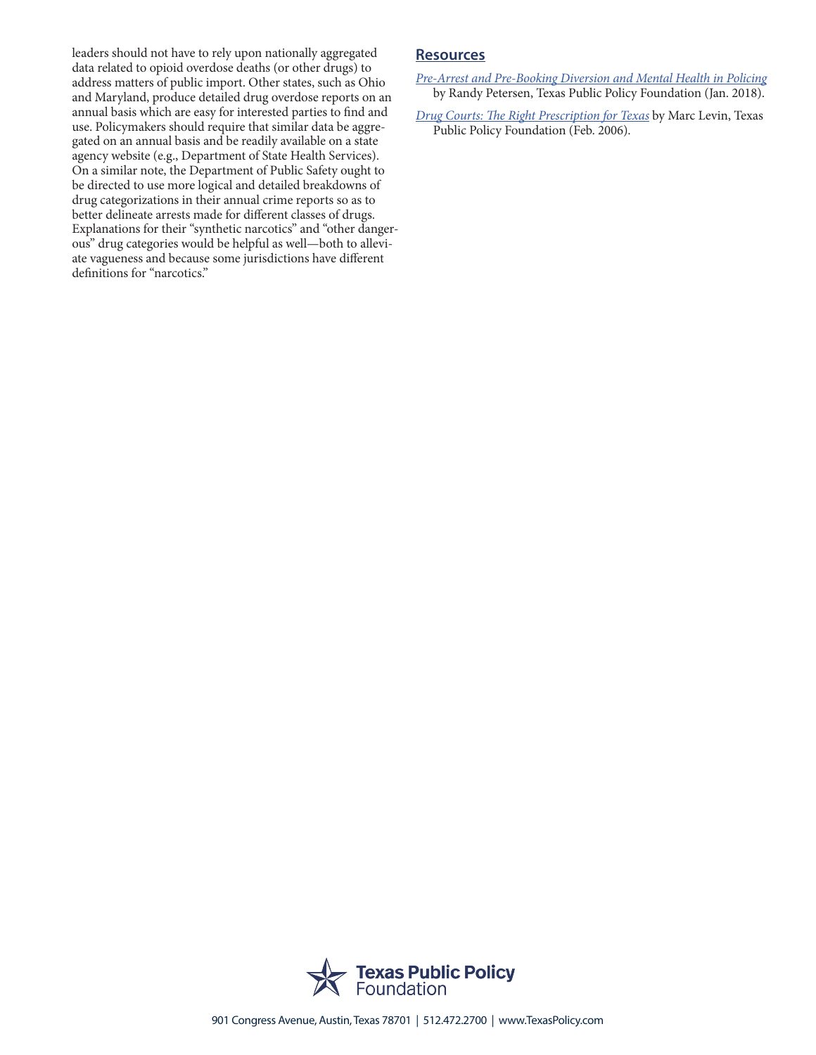leaders should not have to rely upon nationally aggregated data related to opioid overdose deaths (or other drugs) to address matters of public import. Other states, such as Ohio and Maryland, produce detailed drug overdose reports on an annual basis which are easy for interested parties to find and use. Policymakers should require that similar data be aggregated on an annual basis and be readily available on a state agency website (e.g., Department of State Health Services). On a similar note, the Department of Public Safety ought to be directed to use more logical and detailed breakdowns of drug categorizations in their annual crime reports so as to better delineate arrests made for different classes of drugs. Explanations for their "synthetic narcotics" and "other dangerous" drug categories would be helpful as well—both to alleviate vagueness and because some jurisdictions have different definitions for "narcotics."

## Resources

*Pre-Arrest and Pre-Booking Diversion and Mental Health in Policing* by Randy Petersen, Texas Public Policy Foundation (Jan. 2018).

*Drug Courts: The Right Prescription for Texas* by Marc Levin, Texas Public Policy Foundation (Feb. 2006).

Texas Public Policy Foundation

901 Congress Avenue, Austin, Texas 78701 | 512.472.2700 | www.TexasPolicy.com